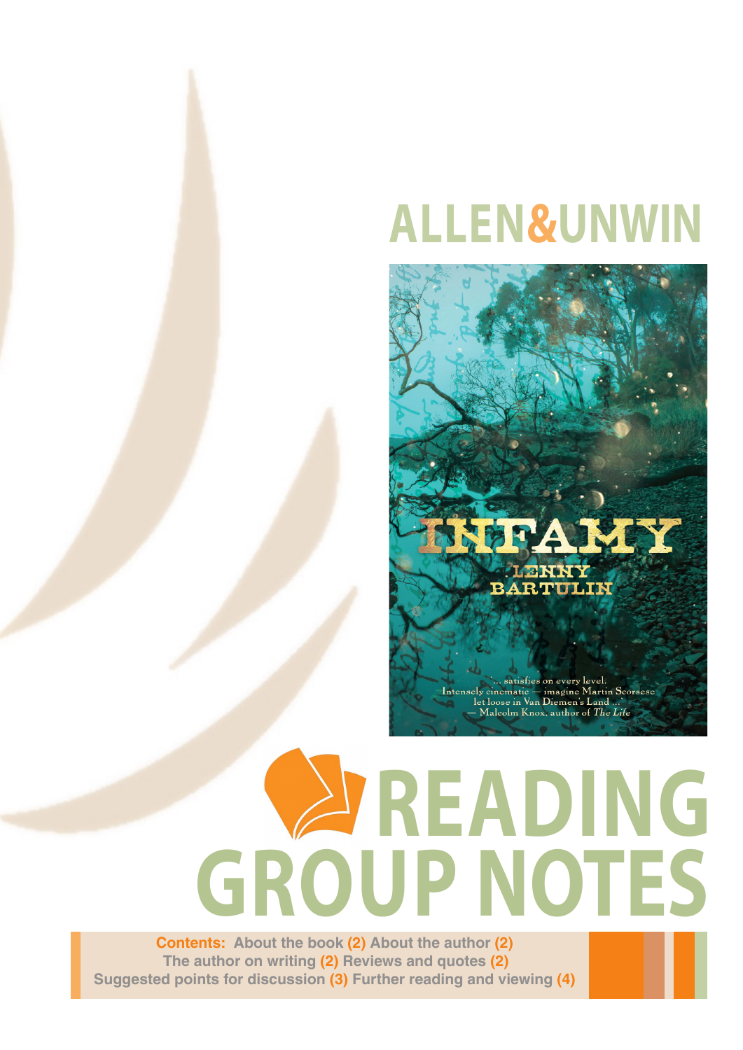ALLEN&UNWIN

INFAMY

LENNY BARTULIN

'... satisfies on every level. Intensely cinematic — imagine Martin Scorsese let loose in Van Diemen's Land ...'
— Malcolm Knox, author of *The Life*

# READING GROUP NOTES

**Contents:** About the book (2) About the author (2) The author on writing (2) Reviews and quotes (2) Suggested points for discussion (3) Further reading and viewing (4)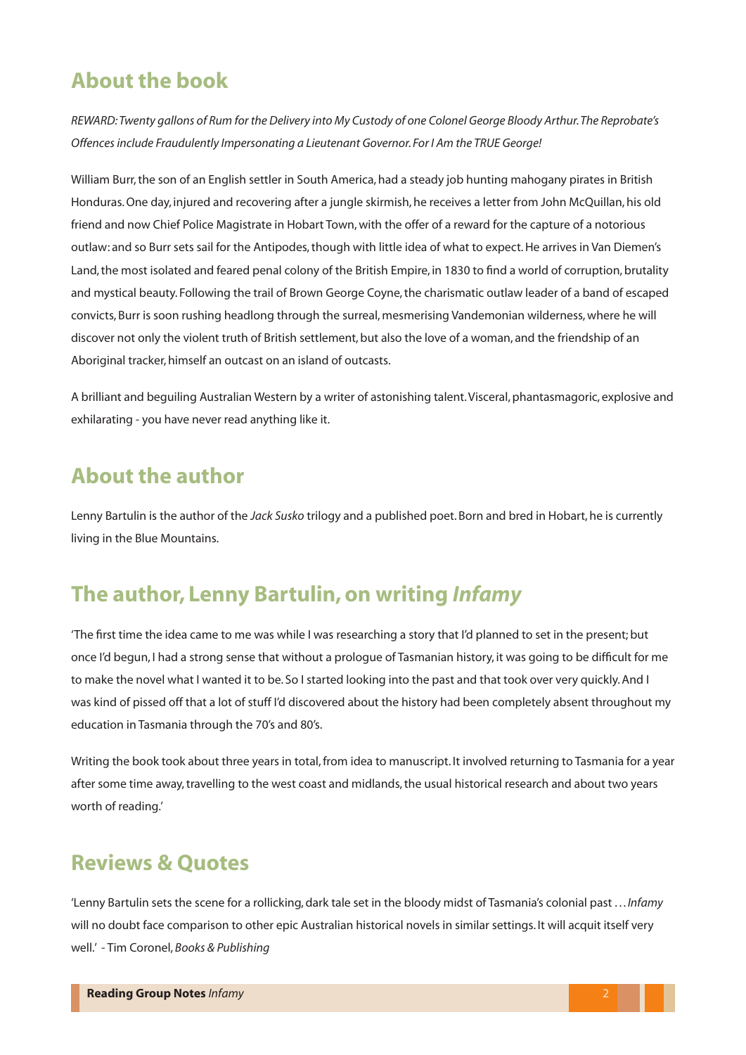## About the book

*REWARD: Twenty gallons of Rum for the Delivery into My Custody of one Colonel George Bloody Arthur. The Reprobate's Offences include Fraudulently Impersonating a Lieutenant Governor. For I Am the TRUE George!*

William Burr, the son of an English settler in South America, had a steady job hunting mahogany pirates in British Honduras. One day, injured and recovering after a jungle skirmish, he receives a letter from John McQuillan, his old friend and now Chief Police Magistrate in Hobart Town, with the offer of a reward for the capture of a notorious outlaw: and so Burr sets sail for the Antipodes, though with little idea of what to expect. He arrives in Van Diemen's Land, the most isolated and feared penal colony of the British Empire, in 1830 to find a world of corruption, brutality and mystical beauty. Following the trail of Brown George Coyne, the charismatic outlaw leader of a band of escaped convicts, Burr is soon rushing headlong through the surreal, mesmerising Vandemonian wilderness, where he will discover not only the violent truth of British settlement, but also the love of a woman, and the friendship of an Aboriginal tracker, himself an outcast on an island of outcasts.

A brilliant and beguiling Australian Western by a writer of astonishing talent. Visceral, phantasmagoric, explosive and exhilarating - you have never read anything like it.

## About the author

Lenny Bartulin is the author of the *Jack Susko* trilogy and a published poet. Born and bred in Hobart, he is currently living in the Blue Mountains.

## The author, Lenny Bartulin, on writing *Infamy*

'The first time the idea came to me was while I was researching a story that I'd planned to set in the present; but once I'd begun, I had a strong sense that without a prologue of Tasmanian history, it was going to be difficult for me to make the novel what I wanted it to be. So I started looking into the past and that took over very quickly. And I was kind of pissed off that a lot of stuff I'd discovered about the history had been completely absent throughout my education in Tasmania through the 70's and 80's.

Writing the book took about three years in total, from idea to manuscript. It involved returning to Tasmania for a year after some time away, travelling to the west coast and midlands, the usual historical research and about two years worth of reading.'

## Reviews & Quotes

'Lenny Bartulin sets the scene for a rollicking, dark tale set in the bloody midst of Tasmania's colonial past . . . *Infamy* will no doubt face comparison to other epic Australian historical novels in similar settings. It will acquit itself very well.' - Tim Coronel, *Books & Publishing*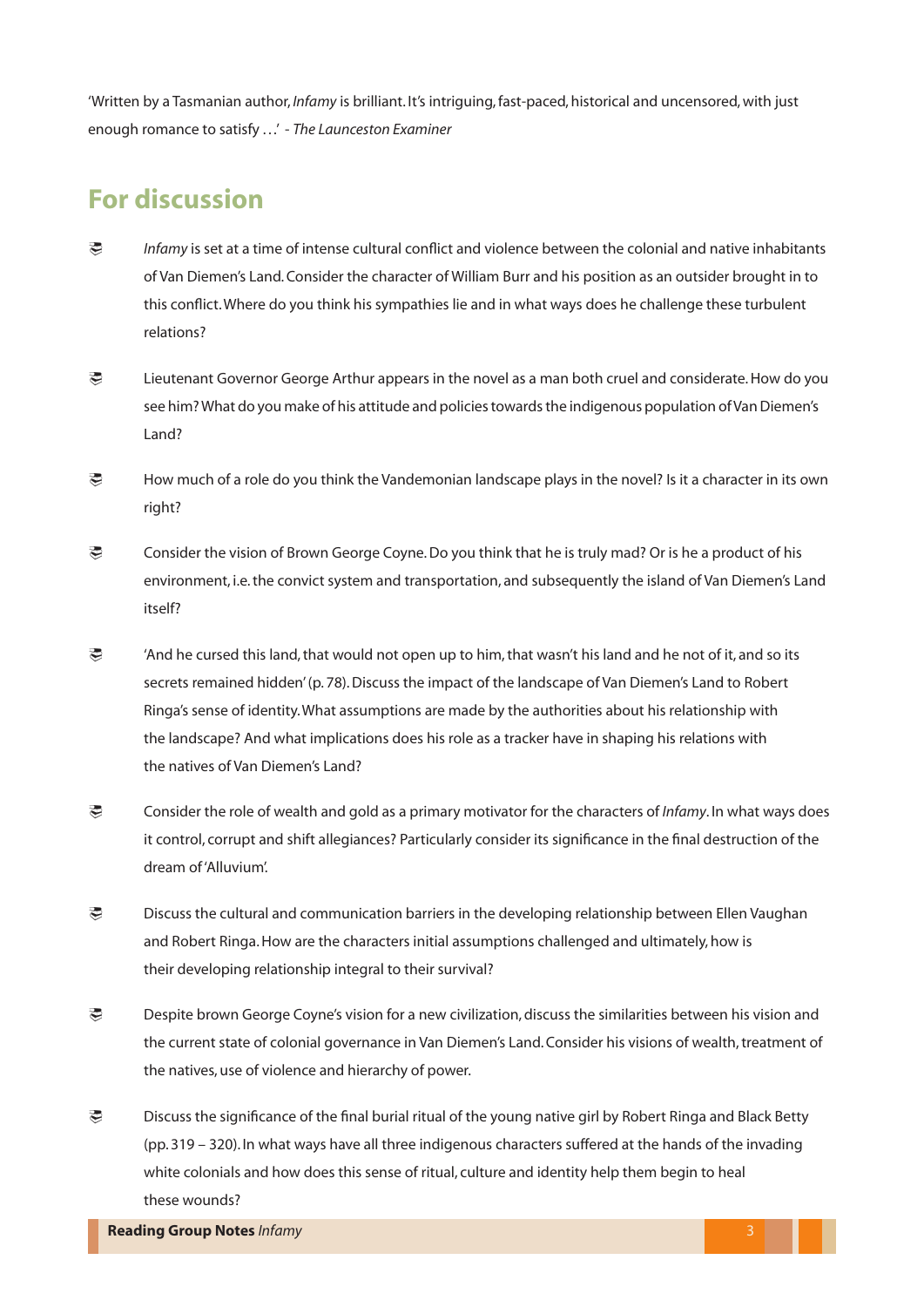'Written by a Tasmanian author, *Infamy* is brilliant. It's intriguing, fast-paced, historical and uncensored, with just enough romance to satisfy …' - *The Launceston Examiner*

## For discussion

- *Infamy* is set at a time of intense cultural conflict and violence between the colonial and native inhabitants of Van Diemen's Land. Consider the character of William Burr and his position as an outsider brought in to this conflict. Where do you think his sympathies lie and in what ways does he challenge these turbulent relations?

- Lieutenant Governor George Arthur appears in the novel as a man both cruel and considerate. How do you see him? What do you make of his attitude and policies towards the indigenous population of Van Diemen's Land?

- How much of a role do you think the Vandemonian landscape plays in the novel? Is it a character in its own right?

- Consider the vision of Brown George Coyne. Do you think that he is truly mad? Or is he a product of his environment, i.e. the convict system and transportation, and subsequently the island of Van Diemen's Land itself?

- 'And he cursed this land, that would not open up to him, that wasn't his land and he not of it, and so its secrets remained hidden' (p. 78). Discuss the impact of the landscape of Van Diemen's Land to Robert Ringa's sense of identity. What assumptions are made by the authorities about his relationship with the landscape? And what implications does his role as a tracker have in shaping his relations with the natives of Van Diemen's Land?

- Consider the role of wealth and gold as a primary motivator for the characters of *Infamy*. In what ways does it control, corrupt and shift allegiances? Particularly consider its significance in the final destruction of the dream of 'Alluvium'.

- Discuss the cultural and communication barriers in the developing relationship between Ellen Vaughan and Robert Ringa. How are the characters initial assumptions challenged and ultimately, how is their developing relationship integral to their survival?

- Despite brown George Coyne's vision for a new civilization, discuss the similarities between his vision and the current state of colonial governance in Van Diemen's Land. Consider his visions of wealth, treatment of the natives, use of violence and hierarchy of power.

- Discuss the significance of the final burial ritual of the young native girl by Robert Ringa and Black Betty (pp. 319 – 320). In what ways have all three indigenous characters suffered at the hands of the invading white colonials and how does this sense of ritual, culture and identity help them begin to heal these wounds?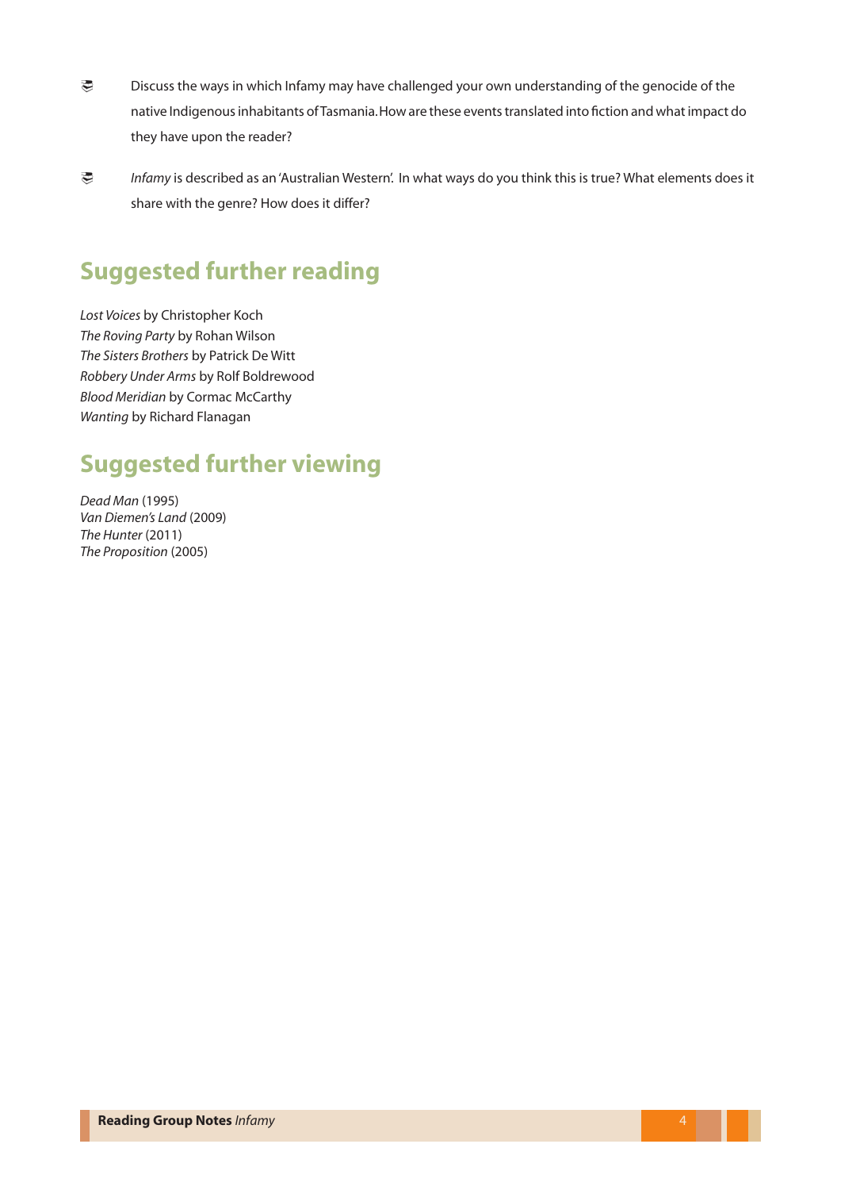- Discuss the ways in which Infamy may have challenged your own understanding of the genocide of the native Indigenous inhabitants of Tasmania. How are these events translated into fiction and what impact do they have upon the reader?

- *Infamy* is described as an 'Australian Western'. In what ways do you think this is true? What elements does it share with the genre? How does it differ?

## Suggested further reading

*Lost Voices* by Christopher Koch
*The Roving Party* by Rohan Wilson
*The Sisters Brothers* by Patrick De Witt
*Robbery Under Arms* by Rolf Boldrewood
*Blood Meridian* by Cormac McCarthy
*Wanting* by Richard Flanagan

## Suggested further viewing

*Dead Man* (1995)
*Van Diemen's Land* (2009)
*The Hunter* (2011)
*The Proposition* (2005)